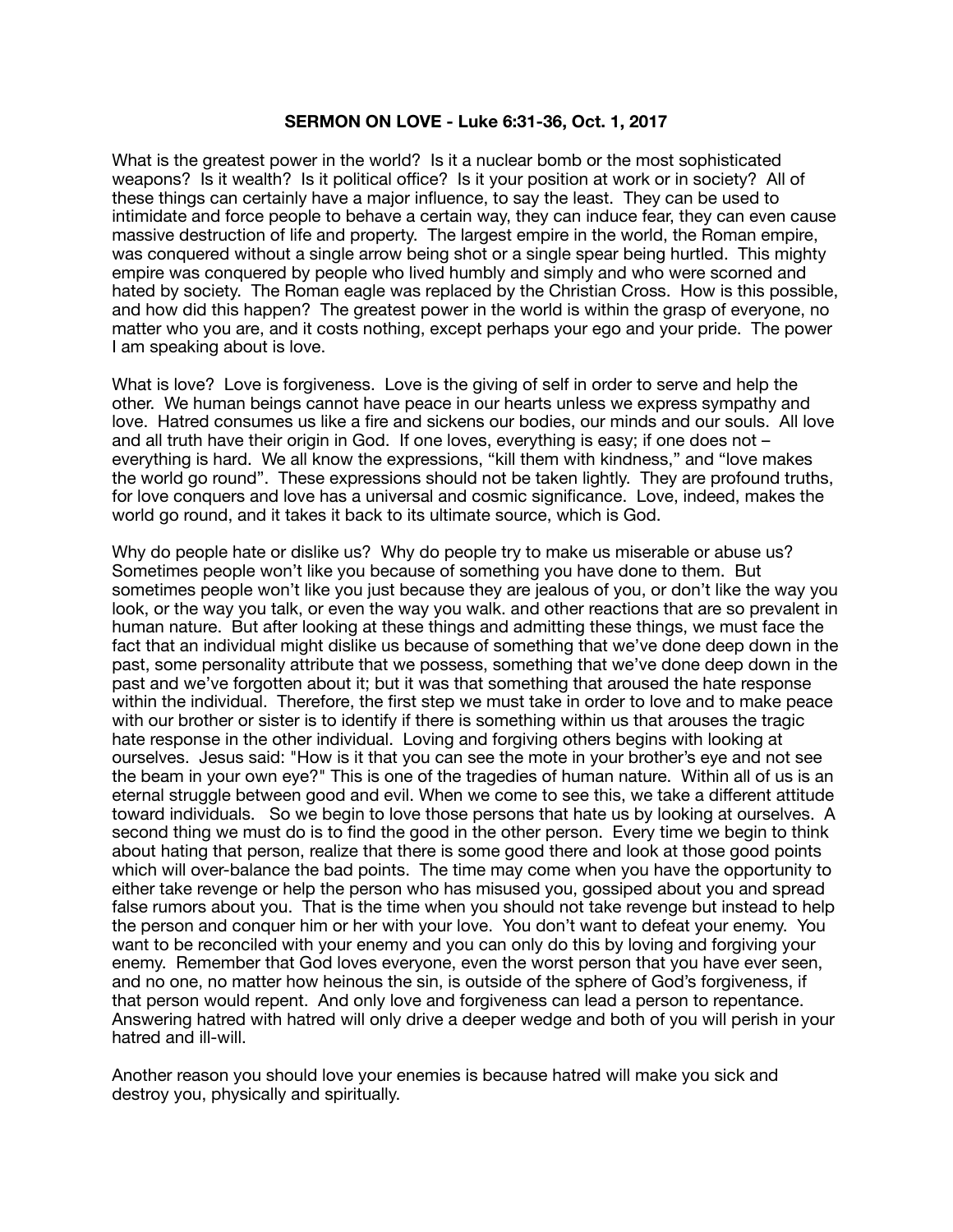**SERMON ON LOVE - Luke 6:31-36, Oct. 1, 2017**

What is the greatest power in the world? Is it a nuclear bomb or the most sophisticated weapons? Is it wealth? Is it political office? Is it your position at work or in society? All of these things can certainly have a major influence, to say the least. They can be used to intimidate and force people to behave a certain way, they can induce fear, they can even cause massive destruction of life and property. The largest empire in the world, the Roman empire, was conquered without a single arrow being shot or a single spear being hurtled. This mighty empire was conquered by people who lived humbly and simply and who were scorned and hated by society. The Roman eagle was replaced by the Christian Cross. How is this possible, and how did this happen? The greatest power in the world is within the grasp of everyone, no matter who you are, and it costs nothing, except perhaps your ego and your pride. The power I am speaking about is love.

What is love? Love is forgiveness. Love is the giving of self in order to serve and help the other. We human beings cannot have peace in our hearts unless we express sympathy and love. Hatred consumes us like a fire and sickens our bodies, our minds and our souls. All love and all truth have their origin in God. If one loves, everything is easy; if one does not – everything is hard. We all know the expressions, "kill them with kindness," and "love makes the world go round". These expressions should not be taken lightly. They are profound truths, for love conquers and love has a universal and cosmic significance. Love, indeed, makes the world go round, and it takes it back to its ultimate source, which is God.

Why do people hate or dislike us? Why do people try to make us miserable or abuse us? Sometimes people won't like you because of something you have done to them. But sometimes people won't like you just because they are jealous of you, or don't like the way you look, or the way you talk, or even the way you walk. and other reactions that are so prevalent in human nature. But after looking at these things and admitting these things, we must face the fact that an individual might dislike us because of something that we've done deep down in the past, some personality attribute that we possess, something that we've done deep down in the past and we've forgotten about it; but it was that something that aroused the hate response within the individual. Therefore, the first step we must take in order to love and to make peace with our brother or sister is to identify if there is something within us that arouses the tragic hate response in the other individual. Loving and forgiving others begins with looking at ourselves. Jesus said: "How is it that you can see the mote in your brother's eye and not see the beam in your own eye?" This is one of the tragedies of human nature. Within all of us is an eternal struggle between good and evil. When we come to see this, we take a different attitude toward individuals. So we begin to love those persons that hate us by looking at ourselves. A second thing we must do is to find the good in the other person. Every time we begin to think about hating that person, realize that there is some good there and look at those good points which will over-balance the bad points. The time may come when you have the opportunity to either take revenge or help the person who has misused you, gossiped about you and spread false rumors about you. That is the time when you should not take revenge but instead to help the person and conquer him or her with your love. You don't want to defeat your enemy. You want to be reconciled with your enemy and you can only do this by loving and forgiving your enemy. Remember that God loves everyone, even the worst person that you have ever seen, and no one, no matter how heinous the sin, is outside of the sphere of God's forgiveness, if that person would repent. And only love and forgiveness can lead a person to repentance. Answering hatred with hatred will only drive a deeper wedge and both of you will perish in your hatred and ill-will.

Another reason you should love your enemies is because hatred will make you sick and destroy you, physically and spiritually.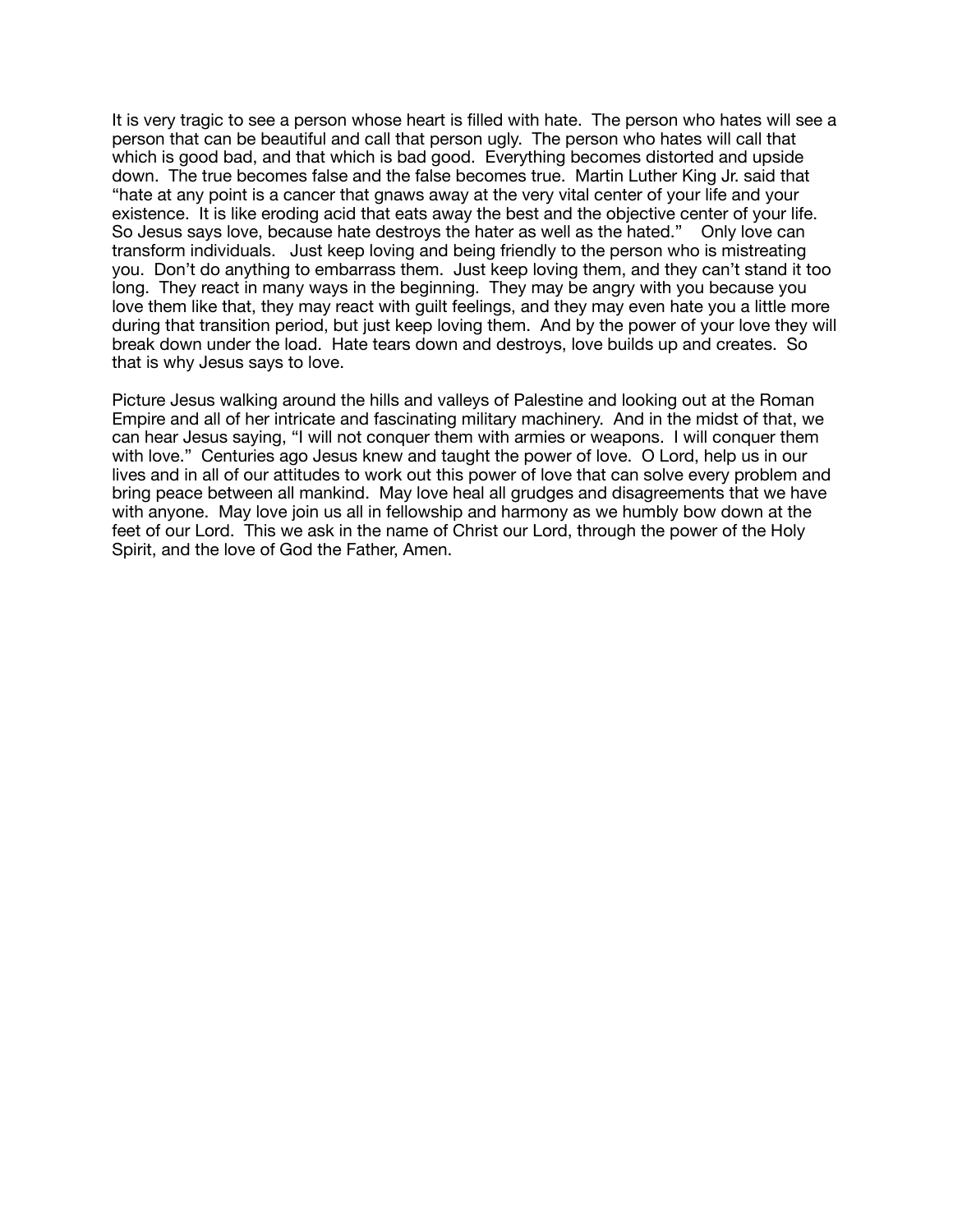It is very tragic to see a person whose heart is filled with hate. The person who hates will see a person that can be beautiful and call that person ugly. The person who hates will call that which is good bad, and that which is bad good. Everything becomes distorted and upside down. The true becomes false and the false becomes true. Martin Luther King Jr. said that "hate at any point is a cancer that gnaws away at the very vital center of your life and your existence. It is like eroding acid that eats away the best and the objective center of your life. So Jesus says love, because hate destroys the hater as well as the hated." Only love can transform individuals. Just keep loving and being friendly to the person who is mistreating you. Don't do anything to embarrass them. Just keep loving them, and they can't stand it too long. They react in many ways in the beginning. They may be angry with you because you love them like that, they may react with guilt feelings, and they may even hate you a little more during that transition period, but just keep loving them. And by the power of your love they will break down under the load. Hate tears down and destroys, love builds up and creates. So that is why Jesus says to love.

Picture Jesus walking around the hills and valleys of Palestine and looking out at the Roman Empire and all of her intricate and fascinating military machinery. And in the midst of that, we can hear Jesus saying, "I will not conquer them with armies or weapons. I will conquer them with love." Centuries ago Jesus knew and taught the power of love. O Lord, help us in our lives and in all of our attitudes to work out this power of love that can solve every problem and bring peace between all mankind. May love heal all grudges and disagreements that we have with anyone. May love join us all in fellowship and harmony as we humbly bow down at the feet of our Lord. This we ask in the name of Christ our Lord, through the power of the Holy Spirit, and the love of God the Father, Amen.